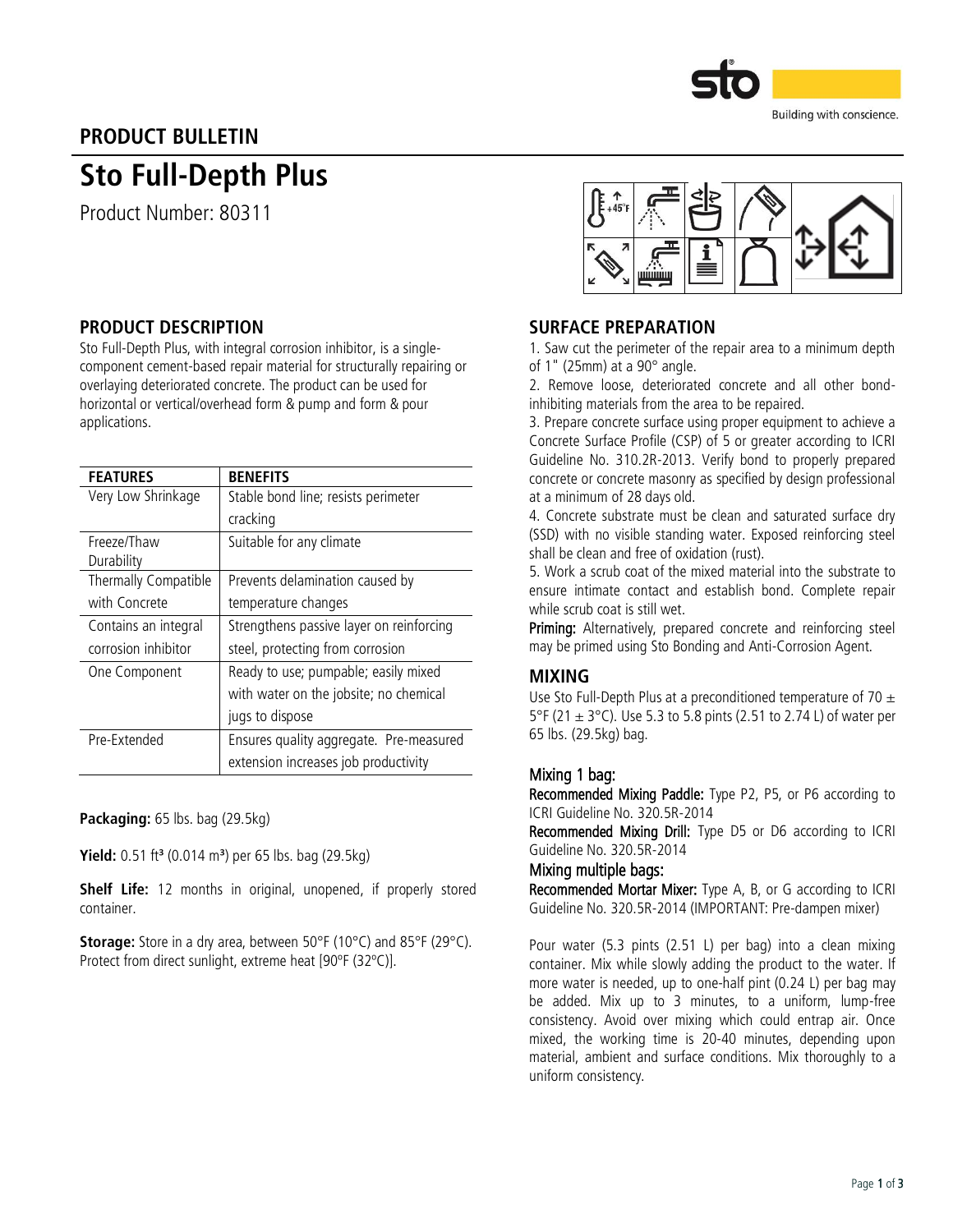PRODUCT BULLETIN

# Sto Full-Depth Plus

Product Number: 80311

## PRODUCT DESCRIPTION

Sto Full-Depth Plus, with integral corrosion inhibitor, is a single-component cement-based repair material for structurally repairing or overlaying deteriorated concrete. The product can be used for horizontal or vertical/overhead form & pump and form & pour applications.

| FEATURES | BENEFITS |
|---|---|
| Very Low Shrinkage | Stable bond line; resists perimeter cracking |
| Freeze/Thaw Durability | Suitable for any climate |
| Thermally Compatible with Concrete | Prevents delamination caused by temperature changes |
| Contains an integral corrosion inhibitor | Strengthens passive layer on reinforcing steel, protecting from corrosion |
| One Component | Ready to use; pumpable; easily mixed with water on the jobsite; no chemical jugs to dispose |
| Pre-Extended | Ensures quality aggregate. Pre-measured extension increases job productivity |

**Packaging:** 65 lbs. bag (29.5kg)

**Yield:** 0.51 ft³ (0.014 m³) per 65 lbs. bag (29.5kg)

**Shelf Life:** 12 months in original, unopened, if properly stored container.

**Storage:** Store in a dry area, between 50°F (10°C) and 85°F (29°C). Protect from direct sunlight, extreme heat [90ºF (32ºC)].

## SURFACE PREPARATION

1. Saw cut the perimeter of the repair area to a minimum depth of 1" (25mm) at a 90° angle.
2. Remove loose, deteriorated concrete and all other bond-inhibiting materials from the area to be repaired.
3. Prepare concrete surface using proper equipment to achieve a Concrete Surface Profile (CSP) of 5 or greater according to ICRI Guideline No. 310.2R-2013. Verify bond to properly prepared concrete or concrete masonry as specified by design professional at a minimum of 28 days old.
4. Concrete substrate must be clean and saturated surface dry (SSD) with no visible standing water. Exposed reinforcing steel shall be clean and free of oxidation (rust).
5. Work a scrub coat of the mixed material into the substrate to ensure intimate contact and establish bond. Complete repair while scrub coat is still wet.

**Priming:** Alternatively, prepared concrete and reinforcing steel may be primed using Sto Bonding and Anti-Corrosion Agent.

## MIXING

Use Sto Full-Depth Plus at a preconditioned temperature of 70 ± 5°F (21 ± 3°C). Use 5.3 to 5.8 pints (2.51 to 2.74 L) of water per 65 lbs. (29.5kg) bag.

### Mixing 1 bag:

**Recommended Mixing Paddle:** Type P2, P5, or P6 according to ICRI Guideline No. 320.5R-2014

**Recommended Mixing Drill:** Type D5 or D6 according to ICRI Guideline No. 320.5R-2014

### Mixing multiple bags:

**Recommended Mortar Mixer:** Type A, B, or G according to ICRI Guideline No. 320.5R-2014 (IMPORTANT: Pre-dampen mixer)

Pour water (5.3 pints (2.51 L) per bag) into a clean mixing container. Mix while slowly adding the product to the water. If more water is needed, up to one-half pint (0.24 L) per bag may be added. Mix up to 3 minutes, to a uniform, lump-free consistency. Avoid over mixing which could entrap air. Once mixed, the working time is 20-40 minutes, depending upon material, ambient and surface conditions. Mix thoroughly to a uniform consistency.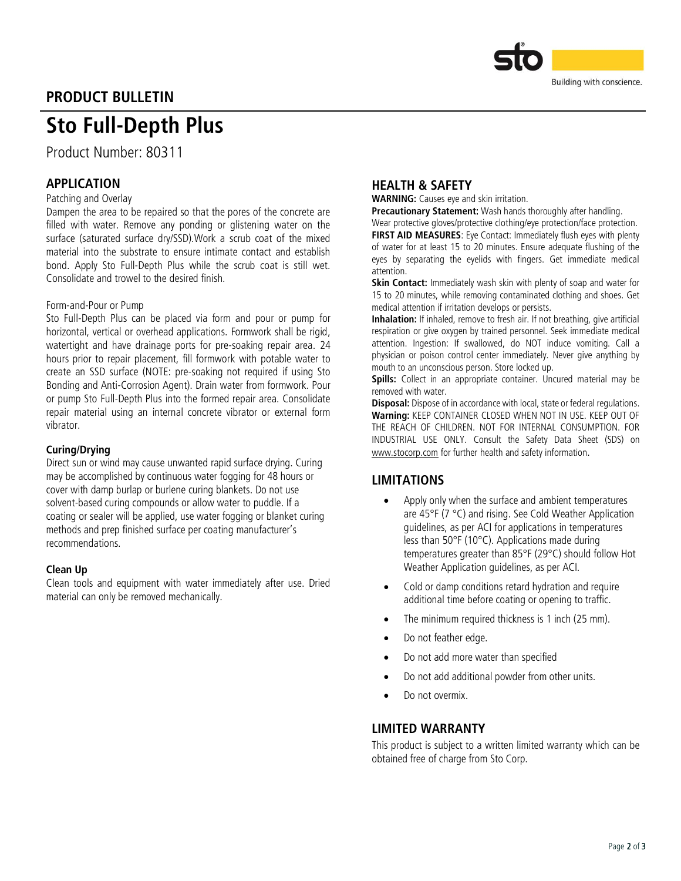## PRODUCT BULLETIN

# Sto Full-Depth Plus

Product Number: 80311

## APPLICATION

Patching and Overlay

Dampen the area to be repaired so that the pores of the concrete are filled with water. Remove any ponding or glistening water on the surface (saturated surface dry/SSD).Work a scrub coat of the mixed material into the substrate to ensure intimate contact and establish bond. Apply Sto Full-Depth Plus while the scrub coat is still wet. Consolidate and trowel to the desired finish.

Form-and-Pour or Pump

Sto Full-Depth Plus can be placed via form and pour or pump for horizontal, vertical or overhead applications. Formwork shall be rigid, watertight and have drainage ports for pre-soaking repair area. 24 hours prior to repair placement, fill formwork with potable water to create an SSD surface (NOTE: pre-soaking not required if using Sto Bonding and Anti-Corrosion Agent). Drain water from formwork. Pour or pump Sto Full-Depth Plus into the formed repair area. Consolidate repair material using an internal concrete vibrator or external form vibrator.

### Curing/Drying

Direct sun or wind may cause unwanted rapid surface drying. Curing may be accomplished by continuous water fogging for 48 hours or cover with damp burlap or burlene curing blankets. Do not use solvent-based curing compounds or allow water to puddle. If a coating or sealer will be applied, use water fogging or blanket curing methods and prep finished surface per coating manufacturer's recommendations.

### Clean Up

Clean tools and equipment with water immediately after use. Dried material can only be removed mechanically.

## HEALTH & SAFETY

**WARNING:** Causes eye and skin irritation.

**Precautionary Statement:** Wash hands thoroughly after handling. Wear protective gloves/protective clothing/eye protection/face protection.

**FIRST AID MEASURES**: Eye Contact: Immediately flush eyes with plenty of water for at least 15 to 20 minutes. Ensure adequate flushing of the eyes by separating the eyelids with fingers. Get immediate medical attention.

**Skin Contact:** Immediately wash skin with plenty of soap and water for 15 to 20 minutes, while removing contaminated clothing and shoes. Get medical attention if irritation develops or persists.

**Inhalation:** If inhaled, remove to fresh air. If not breathing, give artificial respiration or give oxygen by trained personnel. Seek immediate medical attention. Ingestion: If swallowed, do NOT induce vomiting. Call a physician or poison control center immediately. Never give anything by mouth to an unconscious person. Store locked up.

**Spills:** Collect in an appropriate container. Uncured material may be removed with water.

**Disposal:** Dispose of in accordance with local, state or federal regulations.

**Warning:** KEEP CONTAINER CLOSED WHEN NOT IN USE. KEEP OUT OF THE REACH OF CHILDREN. NOT FOR INTERNAL CONSUMPTION. FOR INDUSTRIAL USE ONLY. Consult the Safety Data Sheet (SDS) on www.stocorp.com for further health and safety information.

## LIMITATIONS

- Apply only when the surface and ambient temperatures are 45°F (7 °C) and rising. See Cold Weather Application guidelines, as per ACI for applications in temperatures less than 50°F (10°C). Applications made during temperatures greater than 85°F (29°C) should follow Hot Weather Application guidelines, as per ACI.
- Cold or damp conditions retard hydration and require additional time before coating or opening to traffic.
- The minimum required thickness is 1 inch (25 mm).
- Do not feather edge.
- Do not add more water than specified
- Do not add additional powder from other units.
- Do not overmix.

## LIMITED WARRANTY

This product is subject to a written limited warranty which can be obtained free of charge from Sto Corp.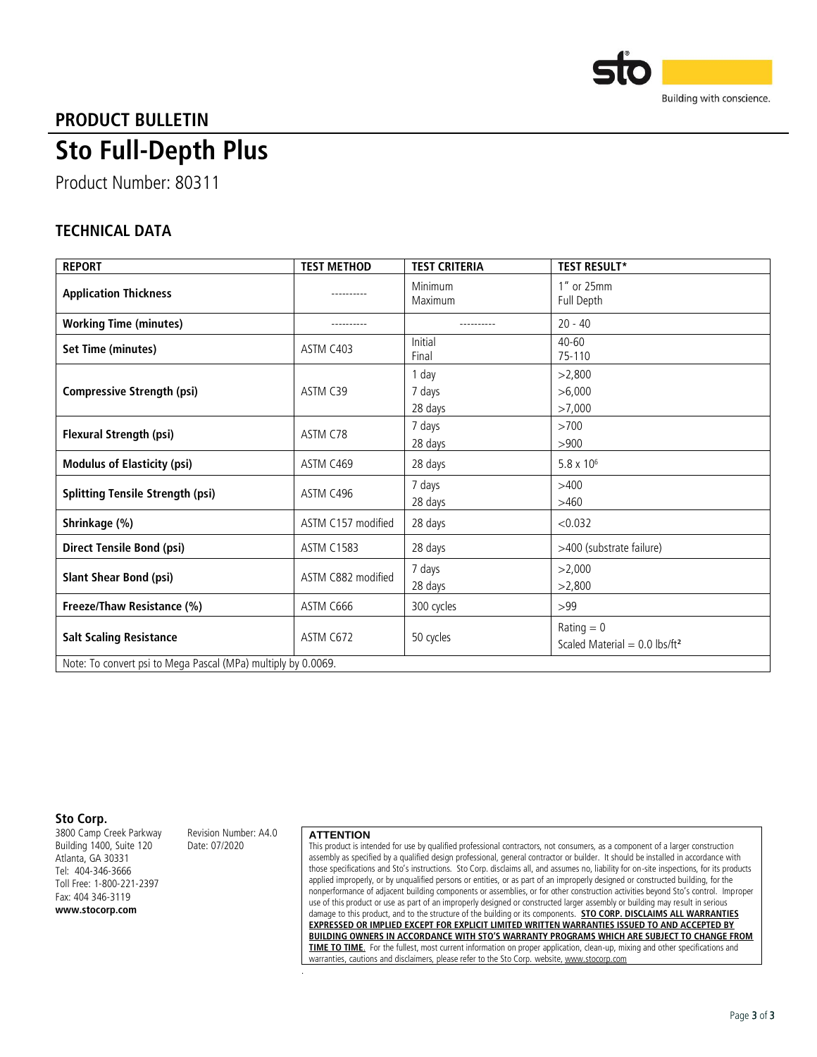## PRODUCT BULLETIN

# Sto Full-Depth Plus

Product Number: 80311

### TECHNICAL DATA

| REPORT | TEST METHOD | TEST CRITERIA | TEST RESULT* |
|---|---|---|---|
| **Application Thickness** | ---------- | Minimum<br>Maximum | 1" or 25mm<br>Full Depth |
| **Working Time (minutes)** | ---------- | ---------- | 20 - 40 |
| **Set Time (minutes)** | ASTM C403 | Initial<br>Final | 40-60<br>75-110 |
| **Compressive Strength (psi)** | ASTM C39 | 1 day<br>7 days<br>28 days | >2,800<br>>6,000<br>>7,000 |
| **Flexural Strength (psi)** | ASTM C78 | 7 days<br>28 days | >700<br>>900 |
| **Modulus of Elasticity (psi)** | ASTM C469 | 28 days | $5.8 \times 10^6$ |
| **Splitting Tensile Strength (psi)** | ASTM C496 | 7 days<br>28 days | >400<br>>460 |
| **Shrinkage (%)** | ASTM C157 modified | 28 days | <0.032 |
| **Direct Tensile Bond (psi)** | ASTM C1583 | 28 days | >400 (substrate failure) |
| **Slant Shear Bond (psi)** | ASTM C882 modified | 7 days<br>28 days | >2,000<br>>2,800 |
| **Freeze/Thaw Resistance (%)** | ASTM C666 | 300 cycles | >99 |
| **Salt Scaling Resistance** | ASTM C672 | 50 cycles | Rating = 0<br>Scaled Material = 0.0 lbs/ft² |

Note: To convert psi to Mega Pascal (MPa) multiply by 0.0069.

**Sto Corp.**
3800 Camp Creek Parkway
Building 1400, Suite 120
Atlanta, GA 30331
Tel: 404-346-3666
Toll Free: 1-800-221-2397
Fax: 404 346-3119
**www.stocorp.com**

Revision Number: A4.0
Date: 07/2020

**ATTENTION**
This product is intended for use by qualified professional contractors, not consumers, as a component of a larger construction assembly as specified by a qualified design professional, general contractor or builder. It should be installed in accordance with those specifications and Sto's instructions. Sto Corp. disclaims all, and assumes no, liability for on-site inspections, for its products applied improperly, or by unqualified persons or entities, or as part of an improperly designed or constructed building, for the nonperformance of adjacent building components or assemblies, or for other construction activities beyond Sto's control. Improper use of this product or use as part of an improperly designed or constructed larger assembly or building may result in serious damage to this product, and to the structure of the building or its components. **STO CORP. DISCLAIMS ALL WARRANTIES EXPRESSED OR IMPLIED EXCEPT FOR EXPLICIT LIMITED WRITTEN WARRANTIES ISSUED TO AND ACCEPTED BY BUILDING OWNERS IN ACCORDANCE WITH STO'S WARRANTY PROGRAMS WHICH ARE SUBJECT TO CHANGE FROM TIME TO TIME.** For the fullest, most current information on proper application, clean-up, mixing and other specifications and warranties, cautions and disclaimers, please refer to the Sto Corp. website, www.stocorp.com